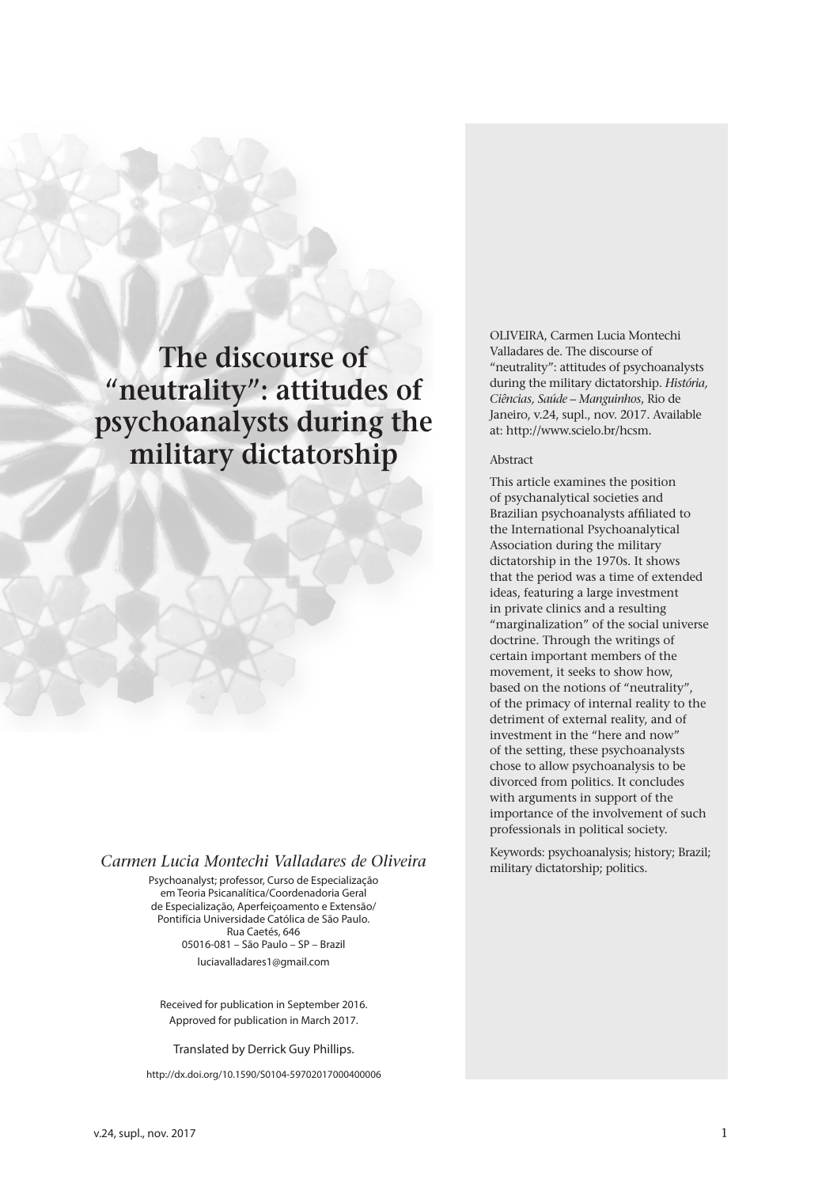# The discourse of "neutrality": attitudes of psychoanalysts during the military dictatorship

*Carmen Lucia Montechi Valladares de Oliveira*

Psychoanalyst; professor, Curso de Especialização em Teoria Psicanalítica/Coordenadoria Geral de Especialização, Aperfeiçoamento e Extensão/ Pontifícia Universidade Católica de São Paulo.
Rua Caetés, 646
05016-081 – São Paulo – SP – Brazil
luciavalladares1@gmail.com

Received for publication in September 2016.
Approved for publication in March 2017.

Translated by Derrick Guy Phillips.

http://dx.doi.org/10.1590/S0104-59702017000400006

OLIVEIRA, Carmen Lucia Montechi Valladares de. The discourse of "neutrality": attitudes of psychoanalysts during the military dictatorship. *História, Ciências, Saúde – Manguinhos*, Rio de Janeiro, v.24, supl., nov. 2017. Available at: http://www.scielo.br/hcsm.

Abstract

This article examines the position of psychanalytical societies and Brazilian psychoanalysts affiliated to the International Psychoanalytical Association during the military dictatorship in the 1970s. It shows that the period was a time of extended ideas, featuring a large investment in private clinics and a resulting "marginalization" of the social universe doctrine. Through the writings of certain important members of the movement, it seeks to show how, based on the notions of "neutrality", of the primacy of internal reality to the detriment of external reality, and of investment in the "here and now" of the setting, these psychoanalysts chose to allow psychoanalysis to be divorced from politics. It concludes with arguments in support of the importance of the involvement of such professionals in political society.

Keywords: psychoanalysis; history; Brazil; military dictatorship; politics.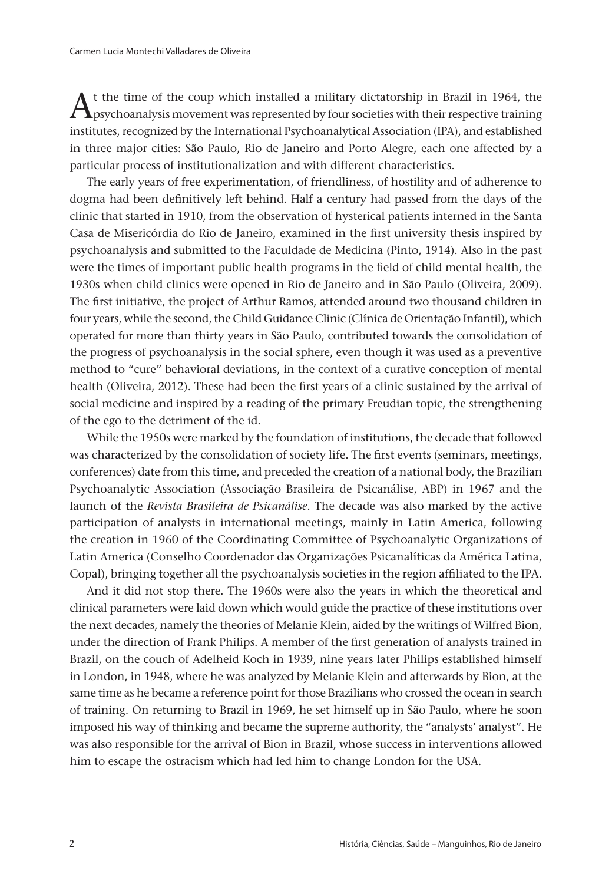At the time of the coup which installed a military dictatorship in Brazil in 1964, the psychoanalysis movement was represented by four societies with their respective training institutes, recognized by the International Psychoanalytical Association (IPA), and established in three major cities: São Paulo, Rio de Janeiro and Porto Alegre, each one affected by a particular process of institutionalization and with different characteristics.

The early years of free experimentation, of friendliness, of hostility and of adherence to dogma had been definitively left behind. Half a century had passed from the days of the clinic that started in 1910, from the observation of hysterical patients interned in the Santa Casa de Misericórdia do Rio de Janeiro, examined in the first university thesis inspired by psychoanalysis and submitted to the Faculdade de Medicina (Pinto, 1914). Also in the past were the times of important public health programs in the field of child mental health, the 1930s when child clinics were opened in Rio de Janeiro and in São Paulo (Oliveira, 2009). The first initiative, the project of Arthur Ramos, attended around two thousand children in four years, while the second, the Child Guidance Clinic (Clínica de Orientação Infantil), which operated for more than thirty years in São Paulo, contributed towards the consolidation of the progress of psychoanalysis in the social sphere, even though it was used as a preventive method to "cure" behavioral deviations, in the context of a curative conception of mental health (Oliveira, 2012). These had been the first years of a clinic sustained by the arrival of social medicine and inspired by a reading of the primary Freudian topic, the strengthening of the ego to the detriment of the id.

While the 1950s were marked by the foundation of institutions, the decade that followed was characterized by the consolidation of society life. The first events (seminars, meetings, conferences) date from this time, and preceded the creation of a national body, the Brazilian Psychoanalytic Association (Associação Brasileira de Psicanálise, ABP) in 1967 and the launch of the *Revista Brasileira de Psicanálise*. The decade was also marked by the active participation of analysts in international meetings, mainly in Latin America, following the creation in 1960 of the Coordinating Committee of Psychoanalytic Organizations of Latin America (Conselho Coordenador das Organizações Psicanalíticas da América Latina, Copal), bringing together all the psychoanalysis societies in the region affiliated to the IPA.

And it did not stop there. The 1960s were also the years in which the theoretical and clinical parameters were laid down which would guide the practice of these institutions over the next decades, namely the theories of Melanie Klein, aided by the writings of Wilfred Bion, under the direction of Frank Philips. A member of the first generation of analysts trained in Brazil, on the couch of Adelheid Koch in 1939, nine years later Philips established himself in London, in 1948, where he was analyzed by Melanie Klein and afterwards by Bion, at the same time as he became a reference point for those Brazilians who crossed the ocean in search of training. On returning to Brazil in 1969, he set himself up in São Paulo, where he soon imposed his way of thinking and became the supreme authority, the "analysts' analyst". He was also responsible for the arrival of Bion in Brazil, whose success in interventions allowed him to escape the ostracism which had led him to change London for the USA.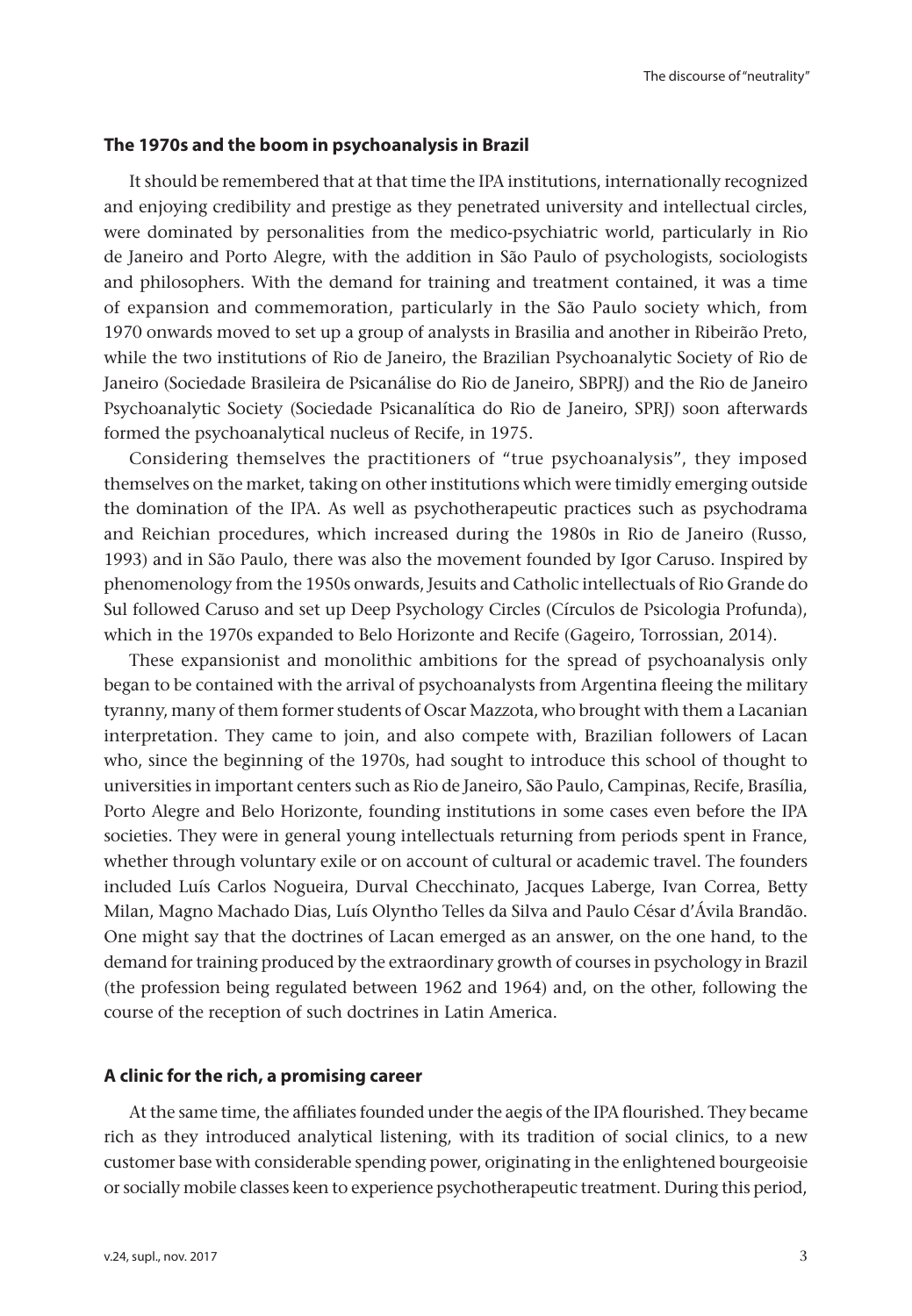## The 1970s and the boom in psychoanalysis in Brazil

It should be remembered that at that time the IPA institutions, internationally recognized and enjoying credibility and prestige as they penetrated university and intellectual circles, were dominated by personalities from the medico-psychiatric world, particularly in Rio de Janeiro and Porto Alegre, with the addition in São Paulo of psychologists, sociologists and philosophers. With the demand for training and treatment contained, it was a time of expansion and commemoration, particularly in the São Paulo society which, from 1970 onwards moved to set up a group of analysts in Brasilia and another in Ribeirão Preto, while the two institutions of Rio de Janeiro, the Brazilian Psychoanalytic Society of Rio de Janeiro (Sociedade Brasileira de Psicanálise do Rio de Janeiro, SBPRJ) and the Rio de Janeiro Psychoanalytic Society (Sociedade Psicanalítica do Rio de Janeiro, SPRJ) soon afterwards formed the psychoanalytical nucleus of Recife, in 1975.

Considering themselves the practitioners of "true psychoanalysis", they imposed themselves on the market, taking on other institutions which were timidly emerging outside the domination of the IPA. As well as psychotherapeutic practices such as psychodrama and Reichian procedures, which increased during the 1980s in Rio de Janeiro (Russo, 1993) and in São Paulo, there was also the movement founded by Igor Caruso. Inspired by phenomenology from the 1950s onwards, Jesuits and Catholic intellectuals of Rio Grande do Sul followed Caruso and set up Deep Psychology Circles (Círculos de Psicologia Profunda), which in the 1970s expanded to Belo Horizonte and Recife (Gageiro, Torrossian, 2014).

These expansionist and monolithic ambitions for the spread of psychoanalysis only began to be contained with the arrival of psychoanalysts from Argentina fleeing the military tyranny, many of them former students of Oscar Mazzota, who brought with them a Lacanian interpretation. They came to join, and also compete with, Brazilian followers of Lacan who, since the beginning of the 1970s, had sought to introduce this school of thought to universities in important centers such as Rio de Janeiro, São Paulo, Campinas, Recife, Brasília, Porto Alegre and Belo Horizonte, founding institutions in some cases even before the IPA societies. They were in general young intellectuals returning from periods spent in France, whether through voluntary exile or on account of cultural or academic travel. The founders included Luís Carlos Nogueira, Durval Checchinato, Jacques Laberge, Ivan Correa, Betty Milan, Magno Machado Dias, Luís Olyntho Telles da Silva and Paulo César d'Ávila Brandão. One might say that the doctrines of Lacan emerged as an answer, on the one hand, to the demand for training produced by the extraordinary growth of courses in psychology in Brazil (the profession being regulated between 1962 and 1964) and, on the other, following the course of the reception of such doctrines in Latin America.

## A clinic for the rich, a promising career

At the same time, the affiliates founded under the aegis of the IPA flourished. They became rich as they introduced analytical listening, with its tradition of social clinics, to a new customer base with considerable spending power, originating in the enlightened bourgeoisie or socially mobile classes keen to experience psychotherapeutic treatment. During this period,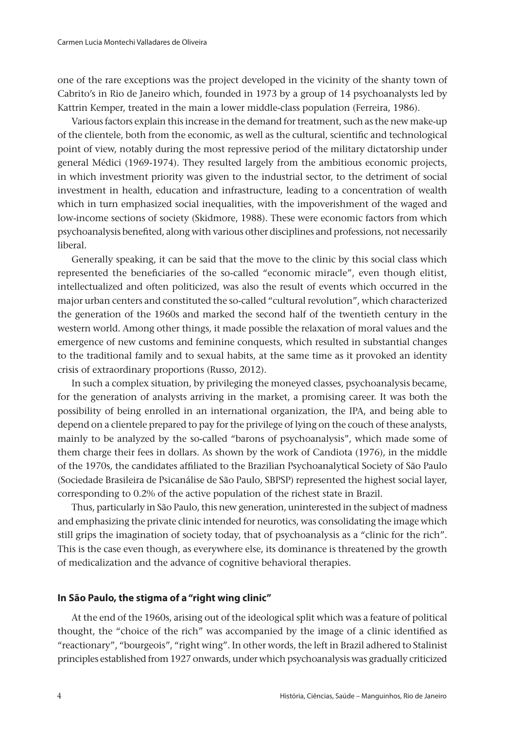one of the rare exceptions was the project developed in the vicinity of the shanty town of Cabrito's in Rio de Janeiro which, founded in 1973 by a group of 14 psychoanalysts led by Kattrin Kemper, treated in the main a lower middle-class population (Ferreira, 1986).

Various factors explain this increase in the demand for treatment, such as the new make-up of the clientele, both from the economic, as well as the cultural, scientific and technological point of view, notably during the most repressive period of the military dictatorship under general Médici (1969-1974). They resulted largely from the ambitious economic projects, in which investment priority was given to the industrial sector, to the detriment of social investment in health, education and infrastructure, leading to a concentration of wealth which in turn emphasized social inequalities, with the impoverishment of the waged and low-income sections of society (Skidmore, 1988). These were economic factors from which psychoanalysis benefited, along with various other disciplines and professions, not necessarily liberal.

Generally speaking, it can be said that the move to the clinic by this social class which represented the beneficiaries of the so-called "economic miracle", even though elitist, intellectualized and often politicized, was also the result of events which occurred in the major urban centers and constituted the so-called "cultural revolution", which characterized the generation of the 1960s and marked the second half of the twentieth century in the western world. Among other things, it made possible the relaxation of moral values and the emergence of new customs and feminine conquests, which resulted in substantial changes to the traditional family and to sexual habits, at the same time as it provoked an identity crisis of extraordinary proportions (Russo, 2012).

In such a complex situation, by privileging the moneyed classes, psychoanalysis became, for the generation of analysts arriving in the market, a promising career. It was both the possibility of being enrolled in an international organization, the IPA, and being able to depend on a clientele prepared to pay for the privilege of lying on the couch of these analysts, mainly to be analyzed by the so-called "barons of psychoanalysis", which made some of them charge their fees in dollars. As shown by the work of Candiota (1976), in the middle of the 1970s, the candidates affiliated to the Brazilian Psychoanalytical Society of São Paulo (Sociedade Brasileira de Psicanálise de São Paulo, SBPSP) represented the highest social layer, corresponding to 0.2% of the active population of the richest state in Brazil.

Thus, particularly in São Paulo, this new generation, uninterested in the subject of madness and emphasizing the private clinic intended for neurotics, was consolidating the image which still grips the imagination of society today, that of psychoanalysis as a "clinic for the rich". This is the case even though, as everywhere else, its dominance is threatened by the growth of medicalization and the advance of cognitive behavioral therapies.

## In São Paulo, the stigma of a "right wing clinic"

At the end of the 1960s, arising out of the ideological split which was a feature of political thought, the "choice of the rich" was accompanied by the image of a clinic identified as "reactionary", "bourgeois", "right wing". In other words, the left in Brazil adhered to Stalinist principles established from 1927 onwards, under which psychoanalysis was gradually criticized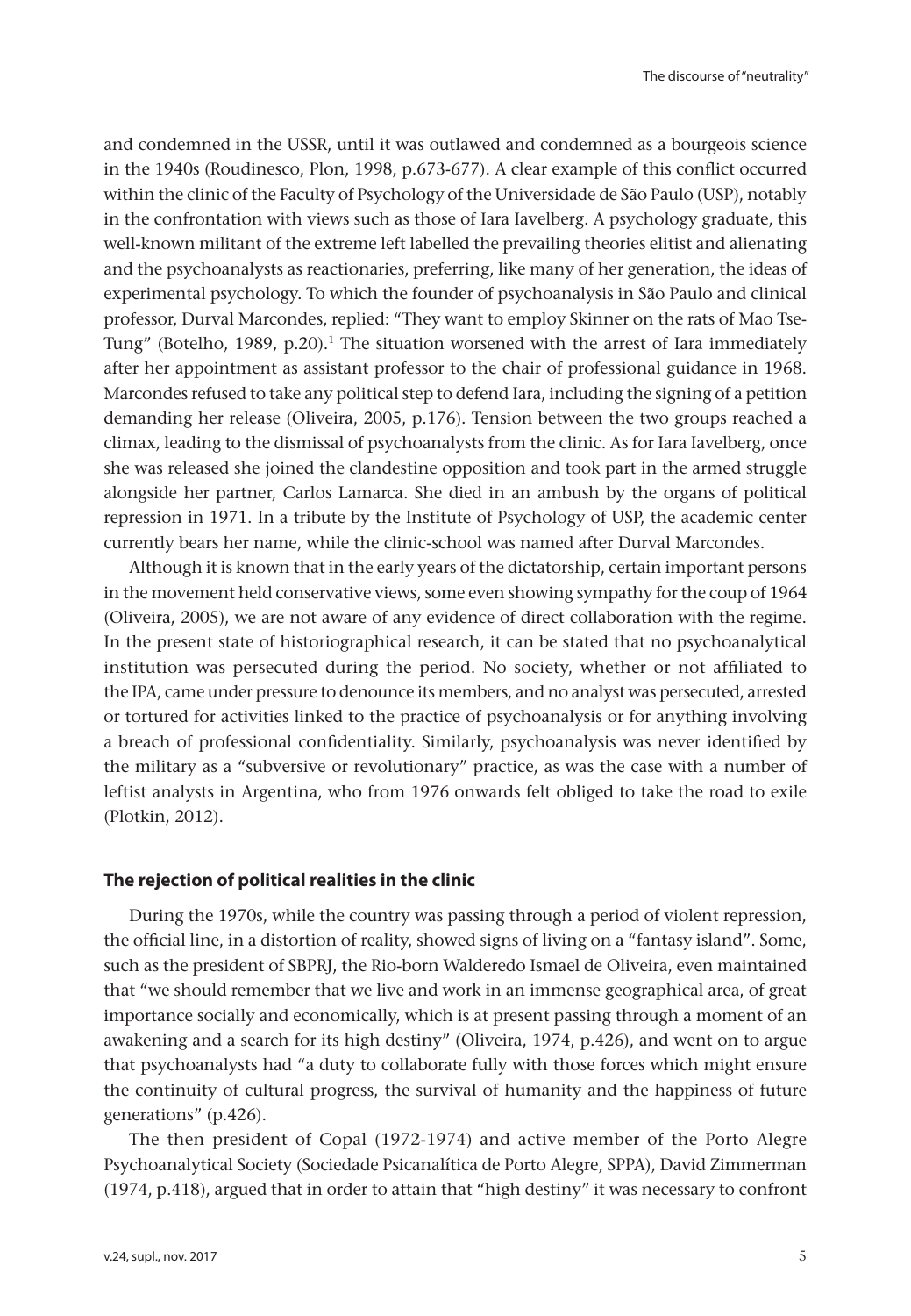and condemned in the USSR, until it was outlawed and condemned as a bourgeois science in the 1940s (Roudinesco, Plon, 1998, p.673-677). A clear example of this conflict occurred within the clinic of the Faculty of Psychology of the Universidade de São Paulo (USP), notably in the confrontation with views such as those of Iara Iavelberg. A psychology graduate, this well-known militant of the extreme left labelled the prevailing theories elitist and alienating and the psychoanalysts as reactionaries, preferring, like many of her generation, the ideas of experimental psychology. To which the founder of psychoanalysis in São Paulo and clinical professor, Durval Marcondes, replied: "They want to employ Skinner on the rats of Mao Tse-Tung" (Botelho, 1989, p.20).[1] The situation worsened with the arrest of Iara immediately after her appointment as assistant professor to the chair of professional guidance in 1968. Marcondes refused to take any political step to defend Iara, including the signing of a petition demanding her release (Oliveira, 2005, p.176). Tension between the two groups reached a climax, leading to the dismissal of psychoanalysts from the clinic. As for Iara Iavelberg, once she was released she joined the clandestine opposition and took part in the armed struggle alongside her partner, Carlos Lamarca. She died in an ambush by the organs of political repression in 1971. In a tribute by the Institute of Psychology of USP, the academic center currently bears her name, while the clinic-school was named after Durval Marcondes.

Although it is known that in the early years of the dictatorship, certain important persons in the movement held conservative views, some even showing sympathy for the coup of 1964 (Oliveira, 2005), we are not aware of any evidence of direct collaboration with the regime. In the present state of historiographical research, it can be stated that no psychoanalytical institution was persecuted during the period. No society, whether or not affiliated to the IPA, came under pressure to denounce its members, and no analyst was persecuted, arrested or tortured for activities linked to the practice of psychoanalysis or for anything involving a breach of professional confidentiality. Similarly, psychoanalysis was never identified by the military as a "subversive or revolutionary" practice, as was the case with a number of leftist analysts in Argentina, who from 1976 onwards felt obliged to take the road to exile (Plotkin, 2012).

## The rejection of political realities in the clinic

During the 1970s, while the country was passing through a period of violent repression, the official line, in a distortion of reality, showed signs of living on a "fantasy island". Some, such as the president of SBPRJ, the Rio-born Walderedo Ismael de Oliveira, even maintained that "we should remember that we live and work in an immense geographical area, of great importance socially and economically, which is at present passing through a moment of an awakening and a search for its high destiny" (Oliveira, 1974, p.426), and went on to argue that psychoanalysts had "a duty to collaborate fully with those forces which might ensure the continuity of cultural progress, the survival of humanity and the happiness of future generations" (p.426).

The then president of Copal (1972-1974) and active member of the Porto Alegre Psychoanalytical Society (Sociedade Psicanalítica de Porto Alegre, SPPA), David Zimmerman (1974, p.418), argued that in order to attain that "high destiny" it was necessary to confront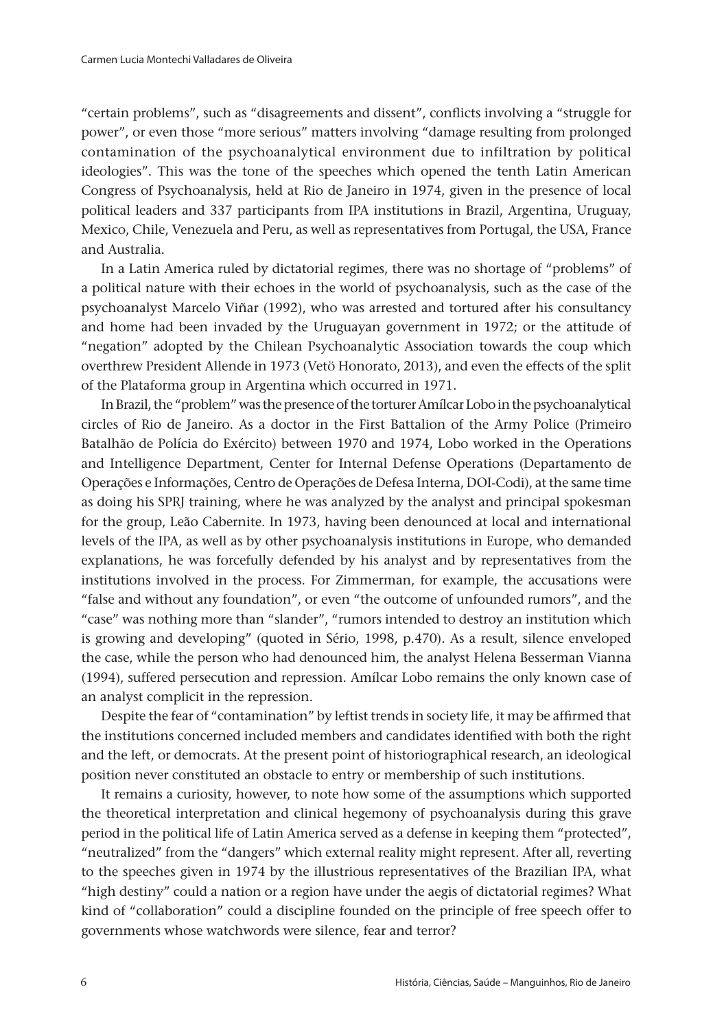"certain problems", such as "disagreements and dissent", conflicts involving a "struggle for power", or even those "more serious" matters involving "damage resulting from prolonged contamination of the psychoanalytical environment due to infiltration by political ideologies". This was the tone of the speeches which opened the tenth Latin American Congress of Psychoanalysis, held at Rio de Janeiro in 1974, given in the presence of local political leaders and 337 participants from IPA institutions in Brazil, Argentina, Uruguay, Mexico, Chile, Venezuela and Peru, as well as representatives from Portugal, the USA, France and Australia.

In a Latin America ruled by dictatorial regimes, there was no shortage of "problems" of a political nature with their echoes in the world of psychoanalysis, such as the case of the psychoanalyst Marcelo Viñar (1992), who was arrested and tortured after his consultancy and home had been invaded by the Uruguayan government in 1972; or the attitude of "negation" adopted by the Chilean Psychoanalytic Association towards the coup which overthrew President Allende in 1973 (Vetö Honorato, 2013), and even the effects of the split of the Plataforma group in Argentina which occurred in 1971.

In Brazil, the "problem" was the presence of the torturer Amílcar Lobo in the psychoanalytical circles of Rio de Janeiro. As a doctor in the First Battalion of the Army Police (Primeiro Batalhão de Polícia do Exército) between 1970 and 1974, Lobo worked in the Operations and Intelligence Department, Center for Internal Defense Operations (Departamento de Operações e Informações, Centro de Operações de Defesa Interna, DOI-Codi), at the same time as doing his SPRJ training, where he was analyzed by the analyst and principal spokesman for the group, Leão Cabernite. In 1973, having been denounced at local and international levels of the IPA, as well as by other psychoanalysis institutions in Europe, who demanded explanations, he was forcefully defended by his analyst and by representatives from the institutions involved in the process. For Zimmerman, for example, the accusations were "false and without any foundation", or even "the outcome of unfounded rumors", and the "case" was nothing more than "slander", "rumors intended to destroy an institution which is growing and developing" (quoted in Sério, 1998, p.470). As a result, silence enveloped the case, while the person who had denounced him, the analyst Helena Besserman Vianna (1994), suffered persecution and repression. Amílcar Lobo remains the only known case of an analyst complicit in the repression.

Despite the fear of "contamination" by leftist trends in society life, it may be affirmed that the institutions concerned included members and candidates identified with both the right and the left, or democrats. At the present point of historiographical research, an ideological position never constituted an obstacle to entry or membership of such institutions.

It remains a curiosity, however, to note how some of the assumptions which supported the theoretical interpretation and clinical hegemony of psychoanalysis during this grave period in the political life of Latin America served as a defense in keeping them "protected", "neutralized" from the "dangers" which external reality might represent. After all, reverting to the speeches given in 1974 by the illustrious representatives of the Brazilian IPA, what "high destiny" could a nation or a region have under the aegis of dictatorial regimes? What kind of "collaboration" could a discipline founded on the principle of free speech offer to governments whose watchwords were silence, fear and terror?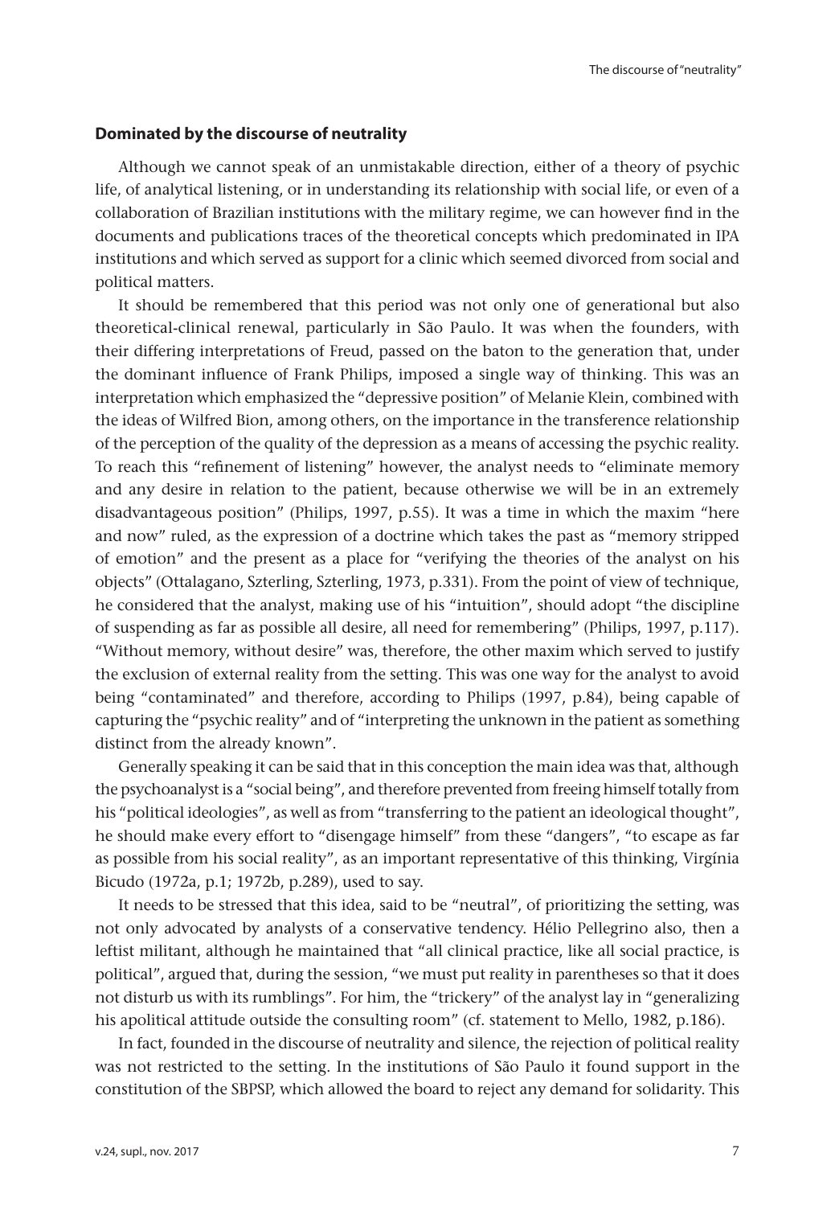## Dominated by the discourse of neutrality

Although we cannot speak of an unmistakable direction, either of a theory of psychic life, of analytical listening, or in understanding its relationship with social life, or even of a collaboration of Brazilian institutions with the military regime, we can however find in the documents and publications traces of the theoretical concepts which predominated in IPA institutions and which served as support for a clinic which seemed divorced from social and political matters.

It should be remembered that this period was not only one of generational but also theoretical-clinical renewal, particularly in São Paulo. It was when the founders, with their differing interpretations of Freud, passed on the baton to the generation that, under the dominant influence of Frank Philips, imposed a single way of thinking. This was an interpretation which emphasized the "depressive position" of Melanie Klein, combined with the ideas of Wilfred Bion, among others, on the importance in the transference relationship of the perception of the quality of the depression as a means of accessing the psychic reality. To reach this "refinement of listening" however, the analyst needs to "eliminate memory and any desire in relation to the patient, because otherwise we will be in an extremely disadvantageous position" (Philips, 1997, p.55). It was a time in which the maxim "here and now" ruled, as the expression of a doctrine which takes the past as "memory stripped of emotion" and the present as a place for "verifying the theories of the analyst on his objects" (Ottalagano, Szterling, Szterling, 1973, p.331). From the point of view of technique, he considered that the analyst, making use of his "intuition", should adopt "the discipline of suspending as far as possible all desire, all need for remembering" (Philips, 1997, p.117). "Without memory, without desire" was, therefore, the other maxim which served to justify the exclusion of external reality from the setting. This was one way for the analyst to avoid being "contaminated" and therefore, according to Philips (1997, p.84), being capable of capturing the "psychic reality" and of "interpreting the unknown in the patient as something distinct from the already known".

Generally speaking it can be said that in this conception the main idea was that, although the psychoanalyst is a "social being", and therefore prevented from freeing himself totally from his "political ideologies", as well as from "transferring to the patient an ideological thought", he should make every effort to "disengage himself" from these "dangers", "to escape as far as possible from his social reality", as an important representative of this thinking, Virgínia Bicudo (1972a, p.1; 1972b, p.289), used to say.

It needs to be stressed that this idea, said to be "neutral", of prioritizing the setting, was not only advocated by analysts of a conservative tendency. Hélio Pellegrino also, then a leftist militant, although he maintained that "all clinical practice, like all social practice, is political", argued that, during the session, "we must put reality in parentheses so that it does not disturb us with its rumblings". For him, the "trickery" of the analyst lay in "generalizing his apolitical attitude outside the consulting room" (cf. statement to Mello, 1982, p.186).

In fact, founded in the discourse of neutrality and silence, the rejection of political reality was not restricted to the setting. In the institutions of São Paulo it found support in the constitution of the SBPSP, which allowed the board to reject any demand for solidarity. This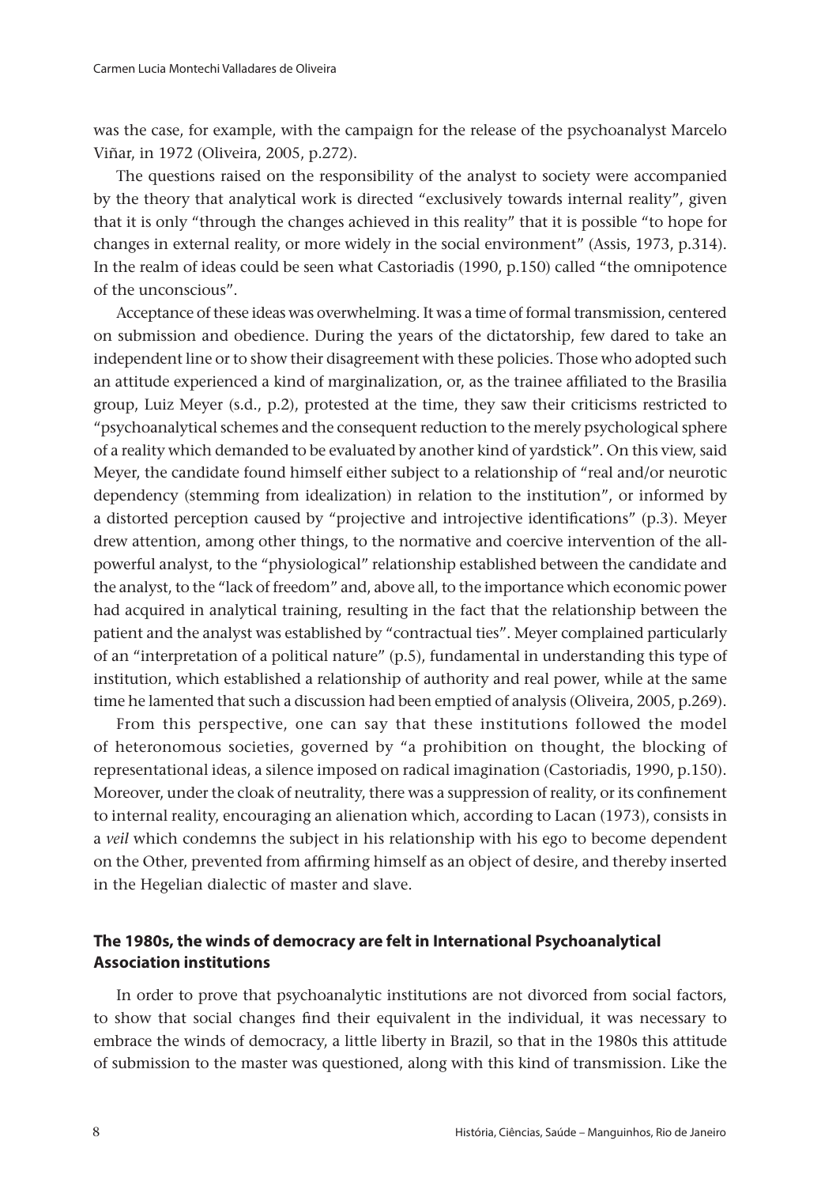was the case, for example, with the campaign for the release of the psychoanalyst Marcelo Viñar, in 1972 (Oliveira, 2005, p.272).

The questions raised on the responsibility of the analyst to society were accompanied by the theory that analytical work is directed "exclusively towards internal reality", given that it is only "through the changes achieved in this reality" that it is possible "to hope for changes in external reality, or more widely in the social environment" (Assis, 1973, p.314). In the realm of ideas could be seen what Castoriadis (1990, p.150) called "the omnipotence of the unconscious".

Acceptance of these ideas was overwhelming. It was a time of formal transmission, centered on submission and obedience. During the years of the dictatorship, few dared to take an independent line or to show their disagreement with these policies. Those who adopted such an attitude experienced a kind of marginalization, or, as the trainee affiliated to the Brasilia group, Luiz Meyer (s.d., p.2), protested at the time, they saw their criticisms restricted to "psychoanalytical schemes and the consequent reduction to the merely psychological sphere of a reality which demanded to be evaluated by another kind of yardstick". On this view, said Meyer, the candidate found himself either subject to a relationship of "real and/or neurotic dependency (stemming from idealization) in relation to the institution", or informed by a distorted perception caused by "projective and introjective identifications" (p.3). Meyer drew attention, among other things, to the normative and coercive intervention of the all-powerful analyst, to the "physiological" relationship established between the candidate and the analyst, to the "lack of freedom" and, above all, to the importance which economic power had acquired in analytical training, resulting in the fact that the relationship between the patient and the analyst was established by "contractual ties". Meyer complained particularly of an "interpretation of a political nature" (p.5), fundamental in understanding this type of institution, which established a relationship of authority and real power, while at the same time he lamented that such a discussion had been emptied of analysis (Oliveira, 2005, p.269).

From this perspective, one can say that these institutions followed the model of heteronomous societies, governed by "a prohibition on thought, the blocking of representational ideas, a silence imposed on radical imagination (Castoriadis, 1990, p.150). Moreover, under the cloak of neutrality, there was a suppression of reality, or its confinement to internal reality, encouraging an alienation which, according to Lacan (1973), consists in a *veil* which condemns the subject in his relationship with his ego to become dependent on the Other, prevented from affirming himself as an object of desire, and thereby inserted in the Hegelian dialectic of master and slave.

## The 1980s, the winds of democracy are felt in International Psychoanalytical Association institutions

In order to prove that psychoanalytic institutions are not divorced from social factors, to show that social changes find their equivalent in the individual, it was necessary to embrace the winds of democracy, a little liberty in Brazil, so that in the 1980s this attitude of submission to the master was questioned, along with this kind of transmission. Like the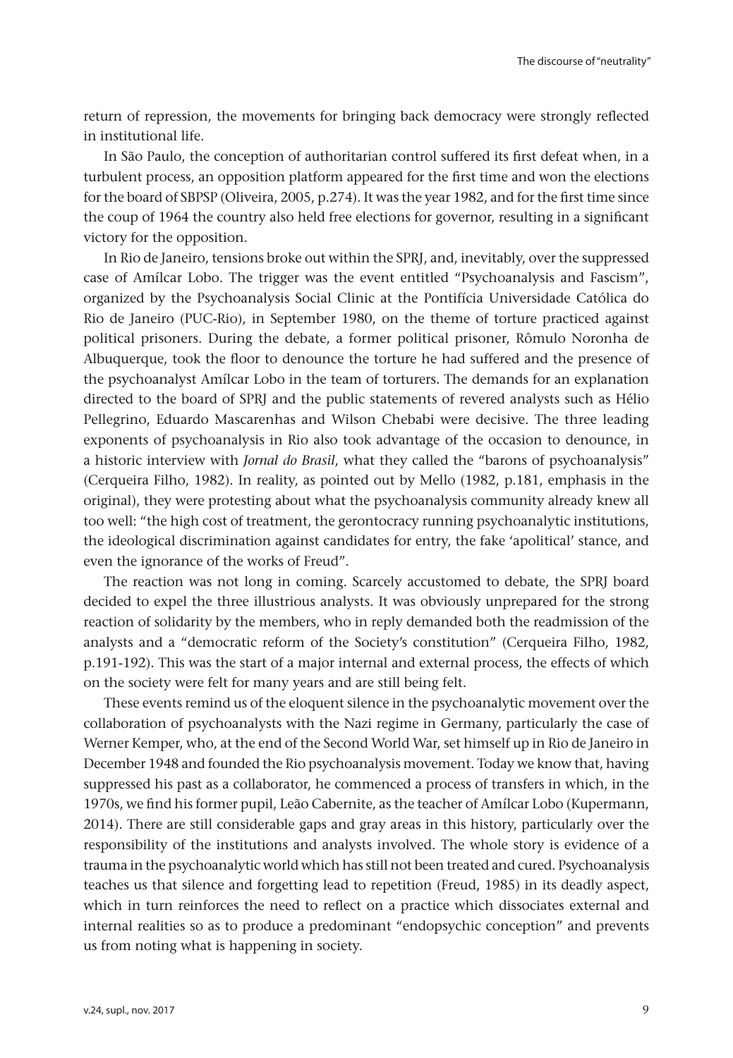return of repression, the movements for bringing back democracy were strongly reflected in institutional life.

In São Paulo, the conception of authoritarian control suffered its first defeat when, in a turbulent process, an opposition platform appeared for the first time and won the elections for the board of SBPSP (Oliveira, 2005, p.274). It was the year 1982, and for the first time since the coup of 1964 the country also held free elections for governor, resulting in a significant victory for the opposition.

In Rio de Janeiro, tensions broke out within the SPRJ, and, inevitably, over the suppressed case of Amílcar Lobo. The trigger was the event entitled "Psychoanalysis and Fascism", organized by the Psychoanalysis Social Clinic at the Pontifícia Universidade Católica do Rio de Janeiro (PUC-Rio), in September 1980, on the theme of torture practiced against political prisoners. During the debate, a former political prisoner, Rômulo Noronha de Albuquerque, took the floor to denounce the torture he had suffered and the presence of the psychoanalyst Amílcar Lobo in the team of torturers. The demands for an explanation directed to the board of SPRJ and the public statements of revered analysts such as Hélio Pellegrino, Eduardo Mascarenhas and Wilson Chebabi were decisive. The three leading exponents of psychoanalysis in Rio also took advantage of the occasion to denounce, in a historic interview with *Jornal do Brasil*, what they called the "barons of psychoanalysis" (Cerqueira Filho, 1982). In reality, as pointed out by Mello (1982, p.181, emphasis in the original), they were protesting about what the psychoanalysis community already knew all too well: "the high cost of treatment, the gerontocracy running psychoanalytic institutions, the ideological discrimination against candidates for entry, the fake 'apolitical' stance, and even the ignorance of the works of Freud".

The reaction was not long in coming. Scarcely accustomed to debate, the SPRJ board decided to expel the three illustrious analysts. It was obviously unprepared for the strong reaction of solidarity by the members, who in reply demanded both the readmission of the analysts and a "democratic reform of the Society's constitution" (Cerqueira Filho, 1982, p.191-192). This was the start of a major internal and external process, the effects of which on the society were felt for many years and are still being felt.

These events remind us of the eloquent silence in the psychoanalytic movement over the collaboration of psychoanalysts with the Nazi regime in Germany, particularly the case of Werner Kemper, who, at the end of the Second World War, set himself up in Rio de Janeiro in December 1948 and founded the Rio psychoanalysis movement. Today we know that, having suppressed his past as a collaborator, he commenced a process of transfers in which, in the 1970s, we find his former pupil, Leão Cabernite, as the teacher of Amílcar Lobo (Kupermann, 2014). There are still considerable gaps and gray areas in this history, particularly over the responsibility of the institutions and analysts involved. The whole story is evidence of a trauma in the psychoanalytic world which has still not been treated and cured. Psychoanalysis teaches us that silence and forgetting lead to repetition (Freud, 1985) in its deadly aspect, which in turn reinforces the need to reflect on a practice which dissociates external and internal realities so as to produce a predominant "endopsychic conception" and prevents us from noting what is happening in society.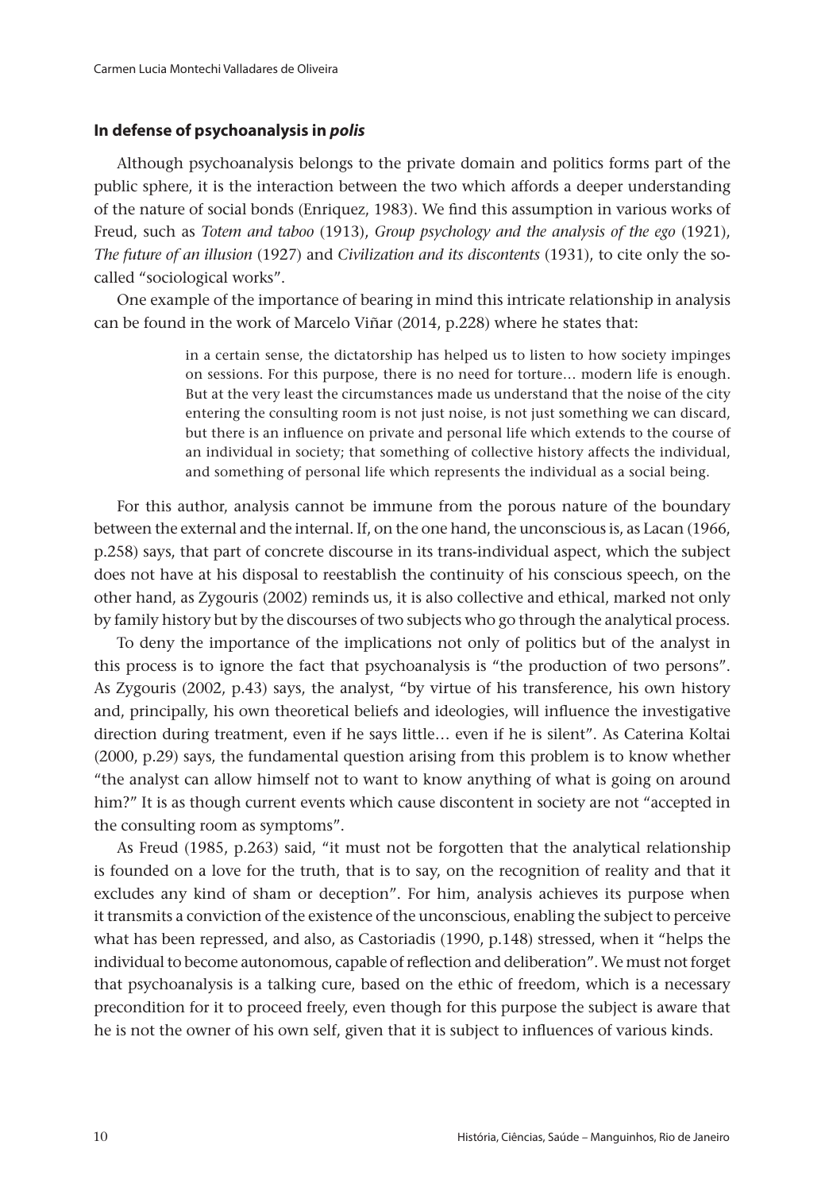### In defense of psychoanalysis in *polis*

Although psychoanalysis belongs to the private domain and politics forms part of the public sphere, it is the interaction between the two which affords a deeper understanding of the nature of social bonds (Enriquez, 1983). We find this assumption in various works of Freud, such as *Totem and taboo* (1913), *Group psychology and the analysis of the ego* (1921), *The future of an illusion* (1927) and *Civilization and its discontents* (1931), to cite only the so-called "sociological works".

One example of the importance of bearing in mind this intricate relationship in analysis can be found in the work of Marcelo Viñar (2014, p.228) where he states that:

> in a certain sense, the dictatorship has helped us to listen to how society impinges on sessions. For this purpose, there is no need for torture… modern life is enough. But at the very least the circumstances made us understand that the noise of the city entering the consulting room is not just noise, is not just something we can discard, but there is an influence on private and personal life which extends to the course of an individual in society; that something of collective history affects the individual, and something of personal life which represents the individual as a social being.

For this author, analysis cannot be immune from the porous nature of the boundary between the external and the internal. If, on the one hand, the unconscious is, as Lacan (1966, p.258) says, that part of concrete discourse in its trans-individual aspect, which the subject does not have at his disposal to reestablish the continuity of his conscious speech, on the other hand, as Zygouris (2002) reminds us, it is also collective and ethical, marked not only by family history but by the discourses of two subjects who go through the analytical process.

To deny the importance of the implications not only of politics but of the analyst in this process is to ignore the fact that psychoanalysis is "the production of two persons". As Zygouris (2002, p.43) says, the analyst, "by virtue of his transference, his own history and, principally, his own theoretical beliefs and ideologies, will influence the investigative direction during treatment, even if he says little… even if he is silent". As Caterina Koltai (2000, p.29) says, the fundamental question arising from this problem is to know whether "the analyst can allow himself not to want to know anything of what is going on around him?" It is as though current events which cause discontent in society are not "accepted in the consulting room as symptoms".

As Freud (1985, p.263) said, "it must not be forgotten that the analytical relationship is founded on a love for the truth, that is to say, on the recognition of reality and that it excludes any kind of sham or deception". For him, analysis achieves its purpose when it transmits a conviction of the existence of the unconscious, enabling the subject to perceive what has been repressed, and also, as Castoriadis (1990, p.148) stressed, when it "helps the individual to become autonomous, capable of reflection and deliberation". We must not forget that psychoanalysis is a talking cure, based on the ethic of freedom, which is a necessary precondition for it to proceed freely, even though for this purpose the subject is aware that he is not the owner of his own self, given that it is subject to influences of various kinds.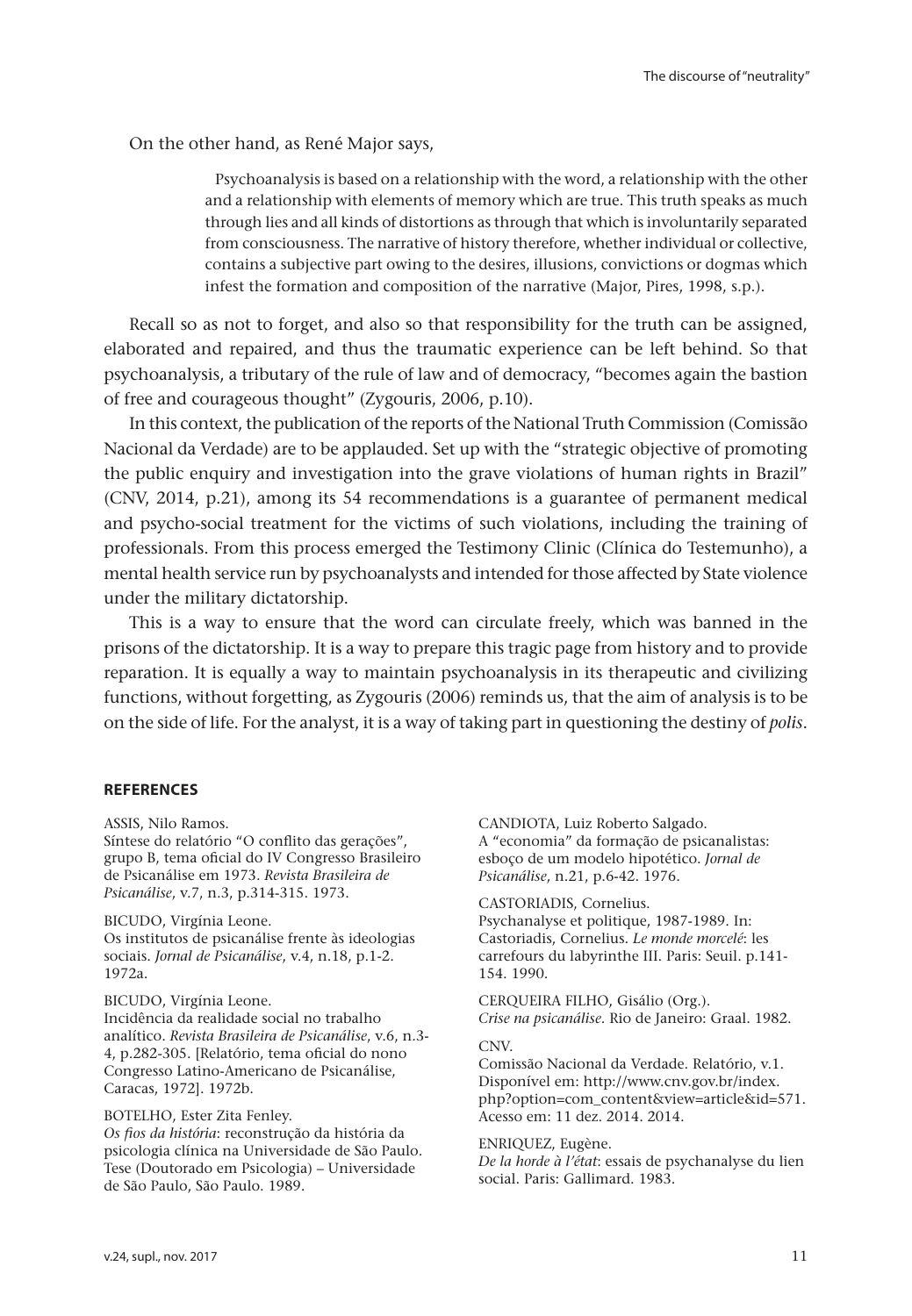On the other hand, as René Major says,

> Psychoanalysis is based on a relationship with the word, a relationship with the other and a relationship with elements of memory which are true. This truth speaks as much through lies and all kinds of distortions as through that which is involuntarily separated from consciousness. The narrative of history therefore, whether individual or collective, contains a subjective part owing to the desires, illusions, convictions or dogmas which infest the formation and composition of the narrative (Major, Pires, 1998, s.p.).

Recall so as not to forget, and also so that responsibility for the truth can be assigned, elaborated and repaired, and thus the traumatic experience can be left behind. So that psychoanalysis, a tributary of the rule of law and of democracy, "becomes again the bastion of free and courageous thought" (Zygouris, 2006, p.10).

In this context, the publication of the reports of the National Truth Commission (Comissão Nacional da Verdade) are to be applauded. Set up with the "strategic objective of promoting the public enquiry and investigation into the grave violations of human rights in Brazil" (CNV, 2014, p.21), among its 54 recommendations is a guarantee of permanent medical and psycho-social treatment for the victims of such violations, including the training of professionals. From this process emerged the Testimony Clinic (Clínica do Testemunho), a mental health service run by psychoanalysts and intended for those affected by State violence under the military dictatorship.

This is a way to ensure that the word can circulate freely, which was banned in the prisons of the dictatorship. It is a way to prepare this tragic page from history and to provide reparation. It is equally a way to maintain psychoanalysis in its therapeutic and civilizing functions, without forgetting, as Zygouris (2006) reminds us, that the aim of analysis is to be on the side of life. For the analyst, it is a way of taking part in questioning the destiny of *polis*.

## REFERENCES

ASSIS, Nilo Ramos.
Síntese do relatório "O conflito das gerações", grupo B, tema oficial do IV Congresso Brasileiro de Psicanálise em 1973. *Revista Brasileira de Psicanálise*, v.7, n.3, p.314-315. 1973.

BICUDO, Virgínia Leone.
Os institutos de psicanálise frente às ideologias sociais. *Jornal de Psicanálise*, v.4, n.18, p.1-2. 1972a.

BICUDO, Virgínia Leone.
Incidência da realidade social no trabalho analítico. *Revista Brasileira de Psicanálise*, v.6, n.3-4, p.282-305. [Relatório, tema oficial do nono Congresso Latino-Americano de Psicanálise, Caracas, 1972]. 1972b.

BOTELHO, Ester Zita Fenley.
*Os fios da história*: reconstrução da história da psicologia clínica na Universidade de São Paulo. Tese (Doutorado em Psicologia) – Universidade de São Paulo, São Paulo. 1989.

CANDIOTA, Luiz Roberto Salgado.
A "economia" da formação de psicanalistas: esboço de um modelo hipotético. *Jornal de Psicanálise*, n.21, p.6-42. 1976.

CASTORIADIS, Cornelius.
Psychanalyse et politique, 1987-1989. In: Castoriadis, Cornelius. *Le monde morcelé*: les carrefours du labyrinthe III. Paris: Seuil. p.141-154. 1990.

CERQUEIRA FILHO, Gisálio (Org.).
*Crise na psicanálise*. Rio de Janeiro: Graal. 1982.

CNV.
Comissão Nacional da Verdade. Relatório, v.1. Disponível em: http://www.cnv.gov.br/index.php?option=com_content&view=article&id=571. Acesso em: 11 dez. 2014. 2014.

ENRIQUEZ, Eugène.
*De la horde à l'état*: essais de psychanalyse du lien social. Paris: Gallimard. 1983.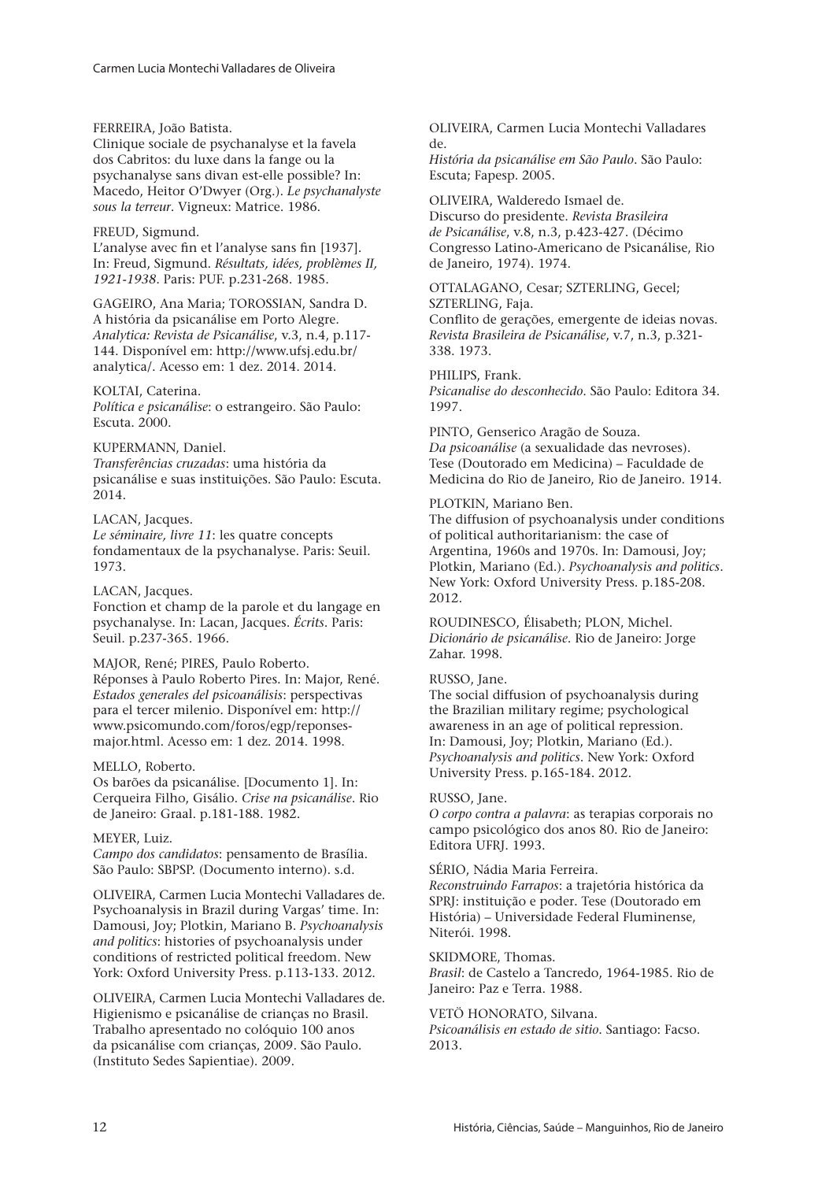FERREIRA, João Batista.
Clinique sociale de psychanalyse et la favela dos Cabritos: du luxe dans la fange ou la psychanalyse sans divan est-elle possible? In: Macedo, Heitor O'Dwyer (Org.). *Le psychanalyste sous la terreur*. Vigneux: Matrice. 1986.

FREUD, Sigmund.
L'analyse avec fin et l'analyse sans fin [1937]. In: Freud, Sigmund. *Résultats, idées, problèmes II, 1921-1938*. Paris: PUF. p.231-268. 1985.

GAGEIRO, Ana Maria; TOROSSIAN, Sandra D.
A história da psicanálise em Porto Alegre. *Analytica: Revista de Psicanálise*, v.3, n.4, p.117-144. Disponível em: http://www.ufsj.edu.br/analytica/. Acesso em: 1 dez. 2014. 2014.

KOLTAI, Caterina.
*Política e psicanálise*: o estrangeiro. São Paulo: Escuta. 2000.

KUPERMANN, Daniel.
*Transferências cruzadas*: uma história da psicanálise e suas instituições. São Paulo: Escuta. 2014.

LACAN, Jacques.
*Le séminaire, livre 11*: les quatre concepts fondamentaux de la psychanalyse. Paris: Seuil. 1973.

LACAN, Jacques.
Fonction et champ de la parole et du langage en psychanalyse. In: Lacan, Jacques. *Écrits*. Paris: Seuil. p.237-365. 1966.

MAJOR, René; PIRES, Paulo Roberto.
Réponses à Paulo Roberto Pires. In: Major, René. *Estados generales del psicoanálisis*: perspectivas para el tercer milenio. Disponível em: http://www.psicomundo.com/foros/egp/reponses-major.html. Acesso em: 1 dez. 2014. 1998.

MELLO, Roberto.
Os barões da psicanálise. [Documento 1]. In: Cerqueira Filho, Gisálio. *Crise na psicanálise*. Rio de Janeiro: Graal. p.181-188. 1982.

MEYER, Luiz.
*Campo dos candidatos*: pensamento de Brasília. São Paulo: SBPSP. (Documento interno). s.d.

OLIVEIRA, Carmen Lucia Montechi Valladares de.
Psychoanalysis in Brazil during Vargas' time. In: Damousi, Joy; Plotkin, Mariano B. *Psychoanalysis and politics*: histories of psychoanalysis under conditions of restricted political freedom. New York: Oxford University Press. p.113-133. 2012.

OLIVEIRA, Carmen Lucia Montechi Valladares de.
Higienismo e psicanálise de crianças no Brasil. Trabalho apresentado no colóquio 100 anos da psicanálise com crianças, 2009. São Paulo. (Instituto Sedes Sapientiae). 2009.

OLIVEIRA, Carmen Lucia Montechi Valladares de.
*História da psicanálise em São Paulo*. São Paulo: Escuta; Fapesp. 2005.

OLIVEIRA, Walderedo Ismael de.
Discurso do presidente. *Revista Brasileira de Psicanálise*, v.8, n.3, p.423-427. (Décimo Congresso Latino-Americano de Psicanálise, Rio de Janeiro, 1974). 1974.

OTTALAGANO, Cesar; SZTERLING, Gecel; SZTERLING, Faja.
Conflito de gerações, emergente de ideias novas. *Revista Brasileira de Psicanálise*, v.7, n.3, p.321-338. 1973.

PHILIPS, Frank.
*Psicanalise do desconhecido*. São Paulo: Editora 34. 1997.

PINTO, Genserico Aragão de Souza.
*Da psicoanálise* (a sexualidade das nevroses). Tese (Doutorado em Medicina) – Faculdade de Medicina do Rio de Janeiro, Rio de Janeiro. 1914.

PLOTKIN, Mariano Ben.
The diffusion of psychoanalysis under conditions of political authoritarianism: the case of Argentina, 1960s and 1970s. In: Damousi, Joy; Plotkin, Mariano (Ed.). *Psychoanalysis and politics*. New York: Oxford University Press. p.185-208. 2012.

ROUDINESCO, Élisabeth; PLON, Michel.
*Dicionário de psicanálise*. Rio de Janeiro: Jorge Zahar. 1998.

RUSSO, Jane.
The social diffusion of psychoanalysis during the Brazilian military regime; psychological awareness in an age of political repression. In: Damousi, Joy; Plotkin, Mariano (Ed.). *Psychoanalysis and politics*. New York: Oxford University Press. p.165-184. 2012.

RUSSO, Jane.
*O corpo contra a palavra*: as terapias corporais no campo psicológico dos anos 80. Rio de Janeiro: Editora UFRJ. 1993.

SÉRIO, Nádia Maria Ferreira.
*Reconstruindo Farrapos*: a trajetória histórica da SPRJ: instituição e poder. Tese (Doutorado em História) – Universidade Federal Fluminense, Niterói. 1998.

SKIDMORE, Thomas.
*Brasil*: de Castelo a Tancredo, 1964-1985. Rio de Janeiro: Paz e Terra. 1988.

VETÖ HONORATO, Silvana.
*Psicoanálisis en estado de sitio*. Santiago: Facso. 2013.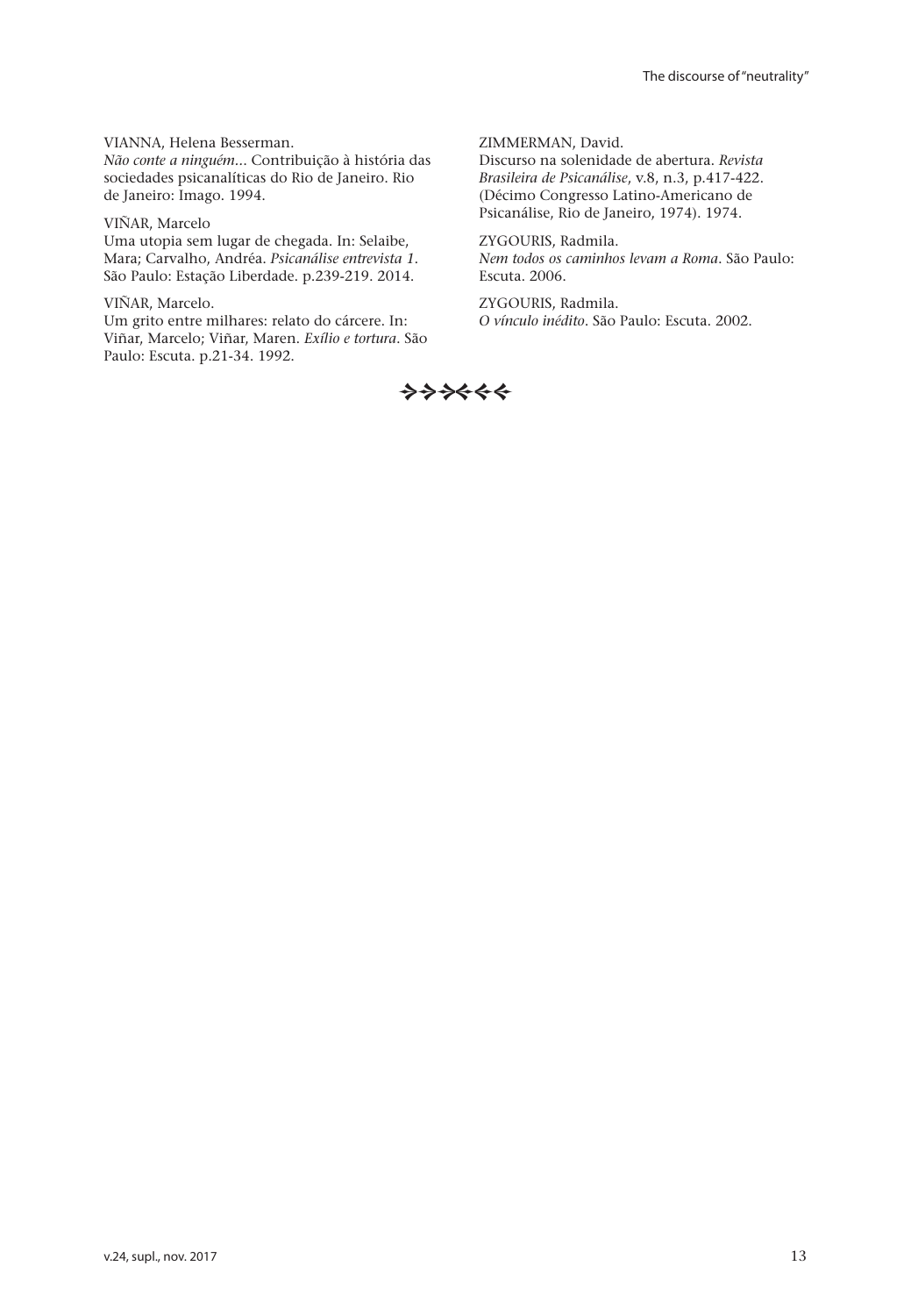VIANNA, Helena Besserman.
*Não conte a ninguém*... Contribuição à história das sociedades psicanalíticas do Rio de Janeiro. Rio de Janeiro: Imago. 1994.

VIÑAR, Marcelo
Uma utopia sem lugar de chegada. In: Selaibe, Mara; Carvalho, Andréa. *Psicanálise entrevista 1*. São Paulo: Estação Liberdade. p.239-219. 2014.

VIÑAR, Marcelo.
Um grito entre milhares: relato do cárcere. In: Viñar, Marcelo; Viñar, Maren. *Exílio e tortura*. São Paulo: Escuta. p.21-34. 1992.

ZIMMERMAN, David.
Discurso na solenidade de abertura. *Revista Brasileira de Psicanálise*, v.8, n.3, p.417-422. (Décimo Congresso Latino-Americano de Psicanálise, Rio de Janeiro, 1974). 1974.

ZYGOURIS, Radmila.
*Nem todos os caminhos levam a Roma*. São Paulo: Escuta. 2006.

ZYGOURIS, Radmila.
*O vínculo inédito*. São Paulo: Escuta. 2002.